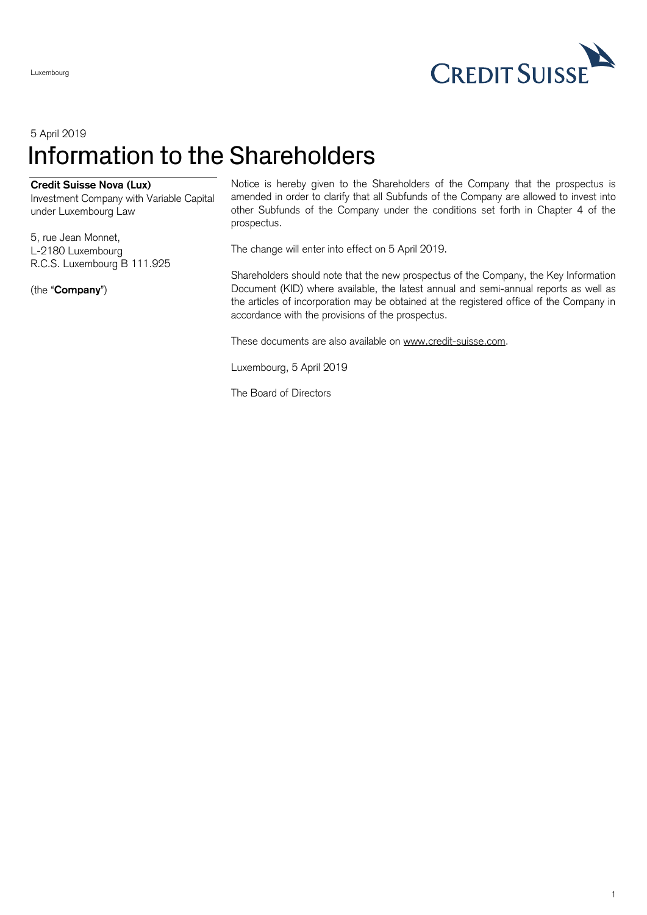Luxembourg

5 April 2019

# Information to the Shareholders

**Credit Suisse Nova (Lux)**
Investment Company with Variable Capital under Luxembourg Law

5, rue Jean Monnet,
L-2180 Luxembourg
R.C.S. Luxembourg B 111.925

(the "**Company**")

Notice is hereby given to the Shareholders of the Company that the prospectus is amended in order to clarify that all Subfunds of the Company are allowed to invest into other Subfunds of the Company under the conditions set forth in Chapter 4 of the prospectus.

The change will enter into effect on 5 April 2019.

Shareholders should note that the new prospectus of the Company, the Key Information Document (KID) where available, the latest annual and semi-annual reports as well as the articles of incorporation may be obtained at the registered office of the Company in accordance with the provisions of the prospectus.

These documents are also available on www.credit-suisse.com.

Luxembourg, 5 April 2019

The Board of Directors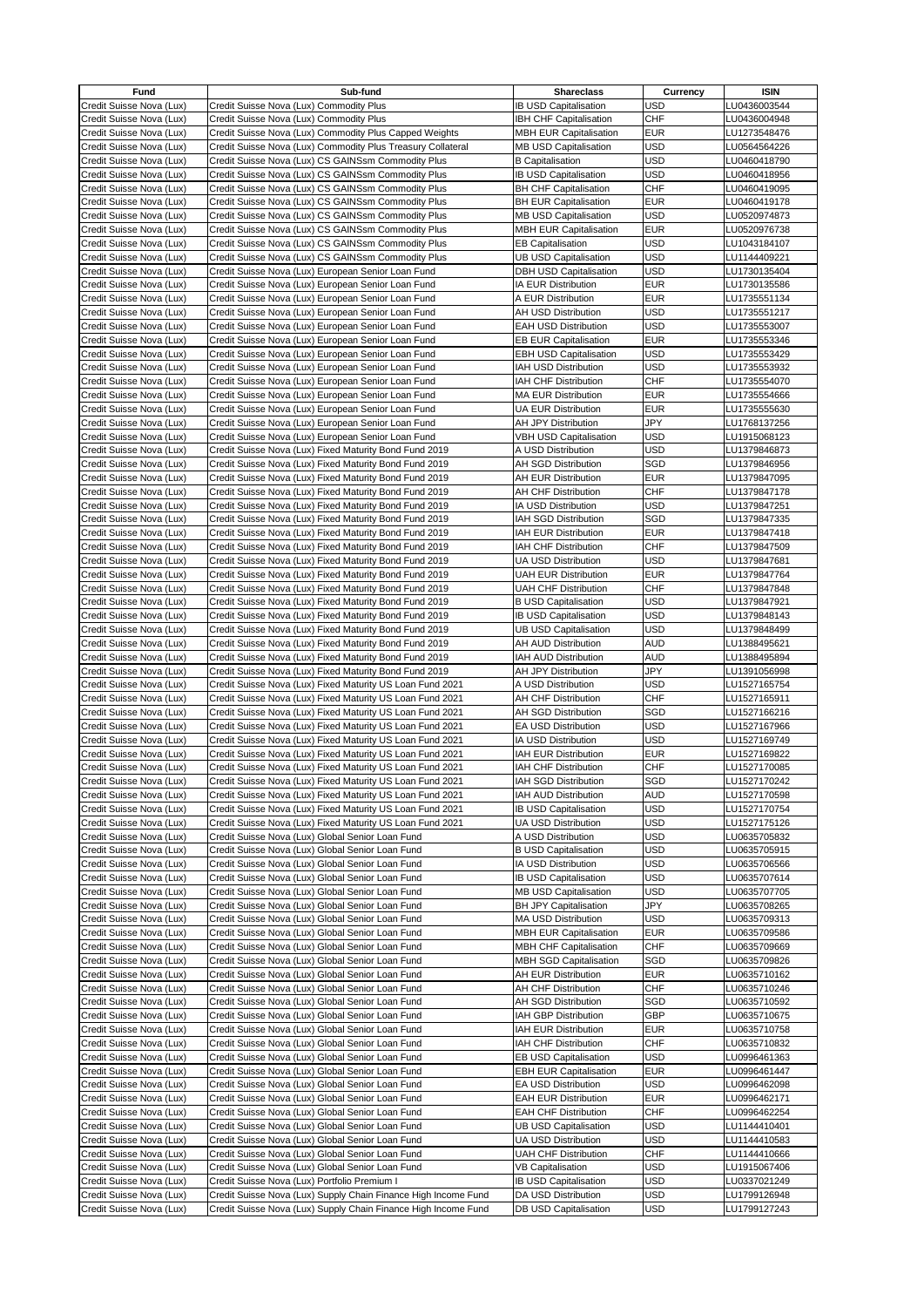| Fund | Sub-fund | Shareclass | Currency | ISIN |
|---|---|---|---|---|
| Credit Suisse Nova (Lux) | Credit Suisse Nova (Lux) Commodity Plus | IB USD Capitalisation | USD | LU0436003544 |
| Credit Suisse Nova (Lux) | Credit Suisse Nova (Lux) Commodity Plus | IBH CHF Capitalisation | CHF | LU0436004948 |
| Credit Suisse Nova (Lux) | Credit Suisse Nova (Lux) Commodity Plus Capped Weights | MBH EUR Capitalisation | EUR | LU1273548476 |
| Credit Suisse Nova (Lux) | Credit Suisse Nova (Lux) Commodity Plus Treasury Collateral | MB USD Capitalisation | USD | LU0564564226 |
| Credit Suisse Nova (Lux) | Credit Suisse Nova (Lux) CS GAINSsm Commodity Plus | B Capitalisation | USD | LU0460418790 |
| Credit Suisse Nova (Lux) | Credit Suisse Nova (Lux) CS GAINSsm Commodity Plus | IB USD Capitalisation | USD | LU0460418956 |
| Credit Suisse Nova (Lux) | Credit Suisse Nova (Lux) CS GAINSsm Commodity Plus | BH CHF Capitalisation | CHF | LU0460419095 |
| Credit Suisse Nova (Lux) | Credit Suisse Nova (Lux) CS GAINSsm Commodity Plus | BH EUR Capitalisation | EUR | LU0460419178 |
| Credit Suisse Nova (Lux) | Credit Suisse Nova (Lux) CS GAINSsm Commodity Plus | MB USD Capitalisation | USD | LU0520974873 |
| Credit Suisse Nova (Lux) | Credit Suisse Nova (Lux) CS GAINSsm Commodity Plus | MBH EUR Capitalisation | EUR | LU0520976738 |
| Credit Suisse Nova (Lux) | Credit Suisse Nova (Lux) CS GAINSsm Commodity Plus | EB Capitalisation | USD | LU1043184107 |
| Credit Suisse Nova (Lux) | Credit Suisse Nova (Lux) CS GAINSsm Commodity Plus | UB USD Capitalisation | USD | LU1144409221 |
| Credit Suisse Nova (Lux) | Credit Suisse Nova (Lux) European Senior Loan Fund | DBH USD Capitalisation | USD | LU1730135404 |
| Credit Suisse Nova (Lux) | Credit Suisse Nova (Lux) European Senior Loan Fund | IA EUR Distribution | EUR | LU1730135586 |
| Credit Suisse Nova (Lux) | Credit Suisse Nova (Lux) European Senior Loan Fund | A EUR Distribution | EUR | LU1735551134 |
| Credit Suisse Nova (Lux) | Credit Suisse Nova (Lux) European Senior Loan Fund | AH USD Distribution | USD | LU1735551217 |
| Credit Suisse Nova (Lux) | Credit Suisse Nova (Lux) European Senior Loan Fund | EAH USD Distribution | USD | LU1735553007 |
| Credit Suisse Nova (Lux) | Credit Suisse Nova (Lux) European Senior Loan Fund | EB EUR Capitalisation | EUR | LU1735553346 |
| Credit Suisse Nova (Lux) | Credit Suisse Nova (Lux) European Senior Loan Fund | EBH USD Capitalisation | USD | LU1735553429 |
| Credit Suisse Nova (Lux) | Credit Suisse Nova (Lux) European Senior Loan Fund | IAH USD Distribution | USD | LU1735553932 |
| Credit Suisse Nova (Lux) | Credit Suisse Nova (Lux) European Senior Loan Fund | IAH CHF Distribution | CHF | LU1735554070 |
| Credit Suisse Nova (Lux) | Credit Suisse Nova (Lux) European Senior Loan Fund | MA EUR Distribution | EUR | LU1735554666 |
| Credit Suisse Nova (Lux) | Credit Suisse Nova (Lux) European Senior Loan Fund | UA EUR Distribution | EUR | LU1735555630 |
| Credit Suisse Nova (Lux) | Credit Suisse Nova (Lux) European Senior Loan Fund | AH JPY Distribution | JPY | LU1768137256 |
| Credit Suisse Nova (Lux) | Credit Suisse Nova (Lux) European Senior Loan Fund | VBH USD Capitalisation | USD | LU1915068123 |
| Credit Suisse Nova (Lux) | Credit Suisse Nova (Lux) Fixed Maturity Bond Fund 2019 | A USD Distribution | USD | LU1379846873 |
| Credit Suisse Nova (Lux) | Credit Suisse Nova (Lux) Fixed Maturity Bond Fund 2019 | AH SGD Distribution | SGD | LU1379846956 |
| Credit Suisse Nova (Lux) | Credit Suisse Nova (Lux) Fixed Maturity Bond Fund 2019 | AH EUR Distribution | EUR | LU1379847095 |
| Credit Suisse Nova (Lux) | Credit Suisse Nova (Lux) Fixed Maturity Bond Fund 2019 | AH CHF Distribution | CHF | LU1379847178 |
| Credit Suisse Nova (Lux) | Credit Suisse Nova (Lux) Fixed Maturity Bond Fund 2019 | IA USD Distribution | USD | LU1379847251 |
| Credit Suisse Nova (Lux) | Credit Suisse Nova (Lux) Fixed Maturity Bond Fund 2019 | IAH SGD Distribution | SGD | LU1379847335 |
| Credit Suisse Nova (Lux) | Credit Suisse Nova (Lux) Fixed Maturity Bond Fund 2019 | IAH EUR Distribution | EUR | LU1379847418 |
| Credit Suisse Nova (Lux) | Credit Suisse Nova (Lux) Fixed Maturity Bond Fund 2019 | IAH CHF Distribution | CHF | LU1379847509 |
| Credit Suisse Nova (Lux) | Credit Suisse Nova (Lux) Fixed Maturity Bond Fund 2019 | UA USD Distribution | USD | LU1379847681 |
| Credit Suisse Nova (Lux) | Credit Suisse Nova (Lux) Fixed Maturity Bond Fund 2019 | UAH EUR Distribution | EUR | LU1379847764 |
| Credit Suisse Nova (Lux) | Credit Suisse Nova (Lux) Fixed Maturity Bond Fund 2019 | UAH CHF Distribution | CHF | LU1379847848 |
| Credit Suisse Nova (Lux) | Credit Suisse Nova (Lux) Fixed Maturity Bond Fund 2019 | B USD Capitalisation | USD | LU1379847921 |
| Credit Suisse Nova (Lux) | Credit Suisse Nova (Lux) Fixed Maturity Bond Fund 2019 | IB USD Capitalisation | USD | LU1379848143 |
| Credit Suisse Nova (Lux) | Credit Suisse Nova (Lux) Fixed Maturity Bond Fund 2019 | UB USD Capitalisation | USD | LU1379848499 |
| Credit Suisse Nova (Lux) | Credit Suisse Nova (Lux) Fixed Maturity Bond Fund 2019 | AH AUD Distribution | AUD | LU1388495621 |
| Credit Suisse Nova (Lux) | Credit Suisse Nova (Lux) Fixed Maturity Bond Fund 2019 | IAH AUD Distribution | AUD | LU1388495894 |
| Credit Suisse Nova (Lux) | Credit Suisse Nova (Lux) Fixed Maturity Bond Fund 2019 | AH JPY Distribution | JPY | LU1391056998 |
| Credit Suisse Nova (Lux) | Credit Suisse Nova (Lux) Fixed Maturity US Loan Fund 2021 | A USD Distribution | USD | LU1527165754 |
| Credit Suisse Nova (Lux) | Credit Suisse Nova (Lux) Fixed Maturity US Loan Fund 2021 | AH CHF Distribution | CHF | LU1527165911 |
| Credit Suisse Nova (Lux) | Credit Suisse Nova (Lux) Fixed Maturity US Loan Fund 2021 | AH SGD Distribution | SGD | LU1527166216 |
| Credit Suisse Nova (Lux) | Credit Suisse Nova (Lux) Fixed Maturity US Loan Fund 2021 | EA USD Distribution | USD | LU1527167966 |
| Credit Suisse Nova (Lux) | Credit Suisse Nova (Lux) Fixed Maturity US Loan Fund 2021 | IA USD Distribution | USD | LU1527169749 |
| Credit Suisse Nova (Lux) | Credit Suisse Nova (Lux) Fixed Maturity US Loan Fund 2021 | IAH EUR Distribution | EUR | LU1527169822 |
| Credit Suisse Nova (Lux) | Credit Suisse Nova (Lux) Fixed Maturity US Loan Fund 2021 | IAH CHF Distribution | CHF | LU1527170085 |
| Credit Suisse Nova (Lux) | Credit Suisse Nova (Lux) Fixed Maturity US Loan Fund 2021 | IAH SGD Distribution | SGD | LU1527170242 |
| Credit Suisse Nova (Lux) | Credit Suisse Nova (Lux) Fixed Maturity US Loan Fund 2021 | IAH AUD Distribution | AUD | LU1527170598 |
| Credit Suisse Nova (Lux) | Credit Suisse Nova (Lux) Fixed Maturity US Loan Fund 2021 | IB USD Capitalisation | USD | LU1527170754 |
| Credit Suisse Nova (Lux) | Credit Suisse Nova (Lux) Fixed Maturity US Loan Fund 2021 | UA USD Distribution | USD | LU1527175126 |
| Credit Suisse Nova (Lux) | Credit Suisse Nova (Lux) Global Senior Loan Fund | A USD Distribution | USD | LU0635705832 |
| Credit Suisse Nova (Lux) | Credit Suisse Nova (Lux) Global Senior Loan Fund | B USD Capitalisation | USD | LU0635705915 |
| Credit Suisse Nova (Lux) | Credit Suisse Nova (Lux) Global Senior Loan Fund | IA USD Distribution | USD | LU0635706566 |
| Credit Suisse Nova (Lux) | Credit Suisse Nova (Lux) Global Senior Loan Fund | IB USD Capitalisation | USD | LU0635707614 |
| Credit Suisse Nova (Lux) | Credit Suisse Nova (Lux) Global Senior Loan Fund | MB USD Capitalisation | USD | LU0635707705 |
| Credit Suisse Nova (Lux) | Credit Suisse Nova (Lux) Global Senior Loan Fund | BH JPY Capitalisation | JPY | LU0635708265 |
| Credit Suisse Nova (Lux) | Credit Suisse Nova (Lux) Global Senior Loan Fund | MA USD Distribution | USD | LU0635709313 |
| Credit Suisse Nova (Lux) | Credit Suisse Nova (Lux) Global Senior Loan Fund | MBH EUR Capitalisation | EUR | LU0635709586 |
| Credit Suisse Nova (Lux) | Credit Suisse Nova (Lux) Global Senior Loan Fund | MBH CHF Capitalisation | CHF | LU0635709669 |
| Credit Suisse Nova (Lux) | Credit Suisse Nova (Lux) Global Senior Loan Fund | MBH SGD Capitalisation | SGD | LU0635709826 |
| Credit Suisse Nova (Lux) | Credit Suisse Nova (Lux) Global Senior Loan Fund | AH EUR Distribution | EUR | LU0635710162 |
| Credit Suisse Nova (Lux) | Credit Suisse Nova (Lux) Global Senior Loan Fund | AH CHF Distribution | CHF | LU0635710246 |
| Credit Suisse Nova (Lux) | Credit Suisse Nova (Lux) Global Senior Loan Fund | AH SGD Distribution | SGD | LU0635710592 |
| Credit Suisse Nova (Lux) | Credit Suisse Nova (Lux) Global Senior Loan Fund | IAH GBP Distribution | GBP | LU0635710675 |
| Credit Suisse Nova (Lux) | Credit Suisse Nova (Lux) Global Senior Loan Fund | IAH EUR Distribution | EUR | LU0635710758 |
| Credit Suisse Nova (Lux) | Credit Suisse Nova (Lux) Global Senior Loan Fund | IAH CHF Distribution | CHF | LU0635710832 |
| Credit Suisse Nova (Lux) | Credit Suisse Nova (Lux) Global Senior Loan Fund | EB USD Capitalisation | USD | LU0996461363 |
| Credit Suisse Nova (Lux) | Credit Suisse Nova (Lux) Global Senior Loan Fund | EBH EUR Capitalisation | EUR | LU0996461447 |
| Credit Suisse Nova (Lux) | Credit Suisse Nova (Lux) Global Senior Loan Fund | EA USD Distribution | USD | LU0996462098 |
| Credit Suisse Nova (Lux) | Credit Suisse Nova (Lux) Global Senior Loan Fund | EAH EUR Distribution | EUR | LU0996462171 |
| Credit Suisse Nova (Lux) | Credit Suisse Nova (Lux) Global Senior Loan Fund | EAH CHF Distribution | CHF | LU0996462254 |
| Credit Suisse Nova (Lux) | Credit Suisse Nova (Lux) Global Senior Loan Fund | UB USD Capitalisation | USD | LU1144410401 |
| Credit Suisse Nova (Lux) | Credit Suisse Nova (Lux) Global Senior Loan Fund | UA USD Distribution | USD | LU1144410583 |
| Credit Suisse Nova (Lux) | Credit Suisse Nova (Lux) Global Senior Loan Fund | UAH CHF Distribution | CHF | LU1144410666 |
| Credit Suisse Nova (Lux) | Credit Suisse Nova (Lux) Global Senior Loan Fund | VB Capitalisation | USD | LU1915067406 |
| Credit Suisse Nova (Lux) | Credit Suisse Nova (Lux) Portfolio Premium I | IB USD Capitalisation | USD | LU0337021249 |
| Credit Suisse Nova (Lux) | Credit Suisse Nova (Lux) Supply Chain Finance High Income Fund | DA USD Distribution | USD | LU1799126948 |
| Credit Suisse Nova (Lux) | Credit Suisse Nova (Lux) Supply Chain Finance High Income Fund | DB USD Capitalisation | USD | LU1799127243 |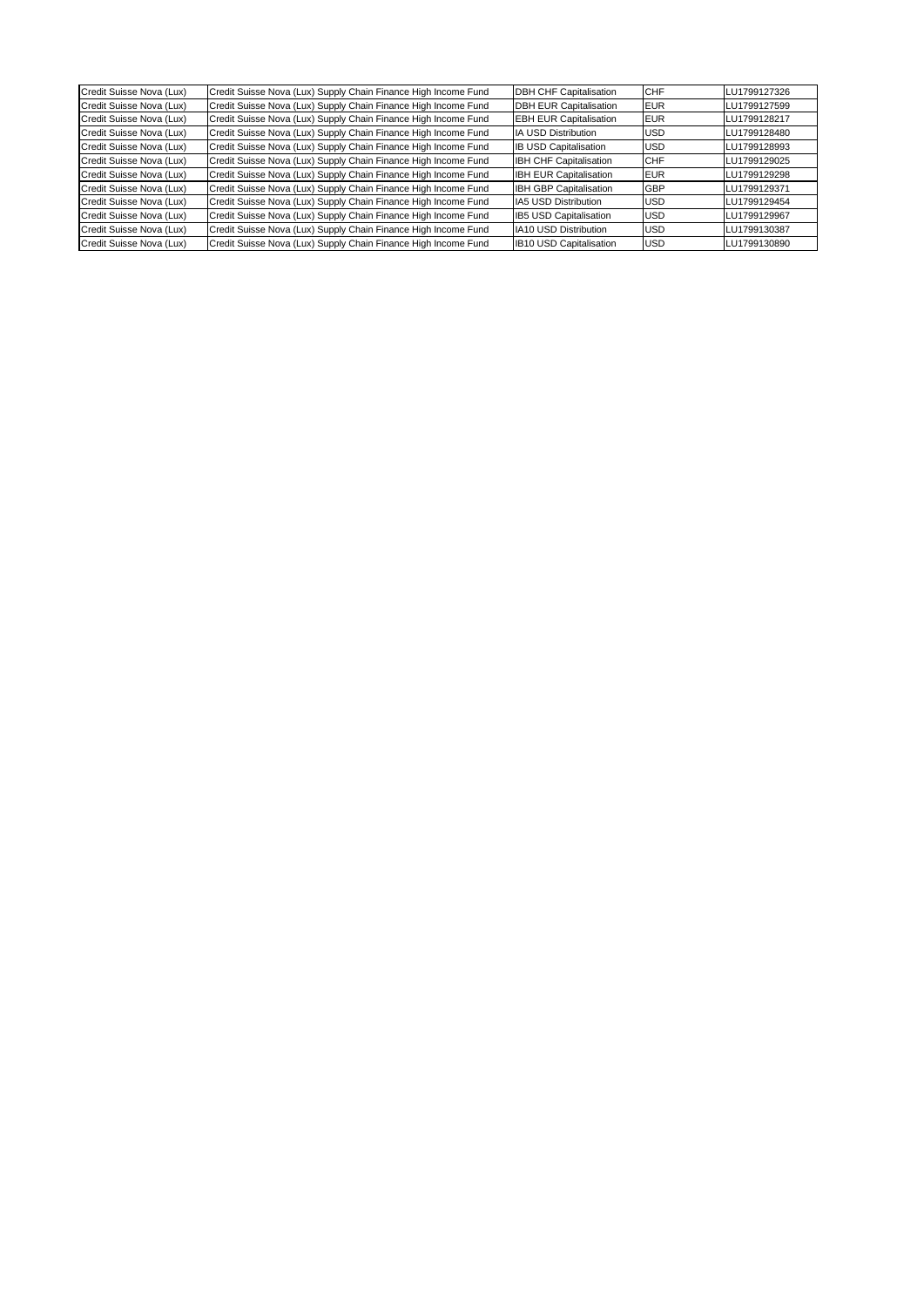| | | | | |
|---|---|---|---|---|
| Credit Suisse Nova (Lux) | Credit Suisse Nova (Lux) Supply Chain Finance High Income Fund | DBH CHF Capitalisation | CHF | LU1799127326 |
| Credit Suisse Nova (Lux) | Credit Suisse Nova (Lux) Supply Chain Finance High Income Fund | DBH EUR Capitalisation | EUR | LU1799127599 |
| Credit Suisse Nova (Lux) | Credit Suisse Nova (Lux) Supply Chain Finance High Income Fund | EBH EUR Capitalisation | EUR | LU1799128217 |
| Credit Suisse Nova (Lux) | Credit Suisse Nova (Lux) Supply Chain Finance High Income Fund | IA USD Distribution | USD | LU1799128480 |
| Credit Suisse Nova (Lux) | Credit Suisse Nova (Lux) Supply Chain Finance High Income Fund | IB USD Capitalisation | USD | LU1799128993 |
| Credit Suisse Nova (Lux) | Credit Suisse Nova (Lux) Supply Chain Finance High Income Fund | IBH CHF Capitalisation | CHF | LU1799129025 |
| Credit Suisse Nova (Lux) | Credit Suisse Nova (Lux) Supply Chain Finance High Income Fund | IBH EUR Capitalisation | EUR | LU1799129298 |
| Credit Suisse Nova (Lux) | Credit Suisse Nova (Lux) Supply Chain Finance High Income Fund | IBH GBP Capitalisation | GBP | LU1799129371 |
| Credit Suisse Nova (Lux) | Credit Suisse Nova (Lux) Supply Chain Finance High Income Fund | IA5 USD Distribution | USD | LU1799129454 |
| Credit Suisse Nova (Lux) | Credit Suisse Nova (Lux) Supply Chain Finance High Income Fund | IB5 USD Capitalisation | USD | LU1799129967 |
| Credit Suisse Nova (Lux) | Credit Suisse Nova (Lux) Supply Chain Finance High Income Fund | IA10 USD Distribution | USD | LU1799130387 |
| Credit Suisse Nova (Lux) | Credit Suisse Nova (Lux) Supply Chain Finance High Income Fund | IB10 USD Capitalisation | USD | LU1799130890 |